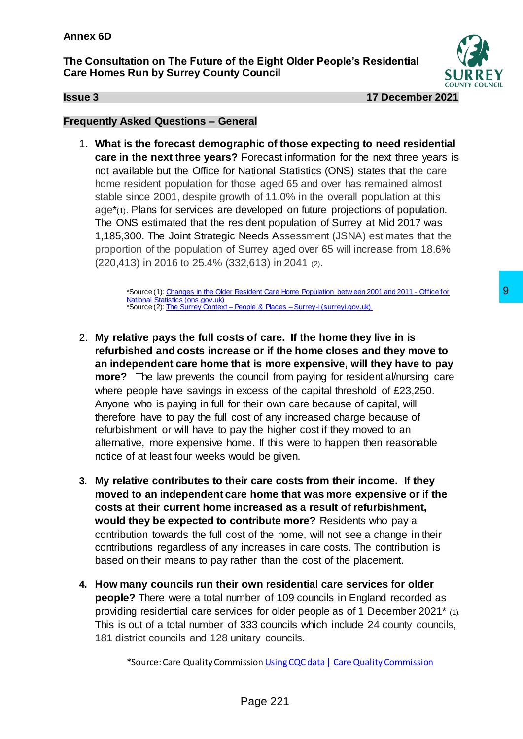**Annex 6D**

**The Consultation on The Future of the Eight Older People's Residential Care Homes Run by Surrey County Council**

**Issue 3** **17 December 2021**

## Frequently Asked Questions – General

1. **What is the forecast demographic of those expecting to need residential care in the next three years?** Forecast information for the next three years is not available but the Office for National Statistics (ONS) states that the care home resident population for those aged 65 and over has remained almost stable since 2001, despite growth of 11.0% in the overall population at this age*(1). Plans for services are developed on future projections of population. The ONS estimated that the resident population of Surrey at Mid 2017 was 1,185,300. The Joint Strategic Needs Assessment (JSNA) estimates that the proportion of the population of Surrey aged over 65 will increase from 18.6% (220,413) in 2016 to 25.4% (332,613) in 2041 (2).

   *Source (1): Changes in the Older Resident Care Home Population between 2001 and 2011 - Office for National Statistics (ons.gov.uk)
   *Source (2): The Surrey Context – People & Places – Surrey-i (surreyi.gov.uk)

2. **My relative pays the full costs of care. If the home they live in is refurbished and costs increase or if the home closes and they move to an independent care home that is more expensive, will they have to pay more?** The law prevents the council from paying for residential/nursing care where people have savings in excess of the capital threshold of £23,250. Anyone who is paying in full for their own care because of capital, will therefore have to pay the full cost of any increased charge because of refurbishment or will have to pay the higher cost if they moved to an alternative, more expensive home. If this were to happen then reasonable notice of at least four weeks would be given.

3. **My relative contributes to their care costs from their income. If they moved to an independent care home that was more expensive or if the costs at their current home increased as a result of refurbishment, would they be expected to contribute more?** Residents who pay a contribution towards the full cost of the home, will not see a change in their contributions regardless of any increases in care costs. The contribution is based on their means to pay rather than the cost of the placement.

4. **How many councils run their own residential care services for older people?** There were a total number of 109 councils in England recorded as providing residential care services for older people as of 1 December 2021* (1). This is out of a total number of 333 councils which include 24 county councils, 181 district councils and 128 unitary councils.

   *Source: Care Quality Commission Using CQC data | Care Quality Commission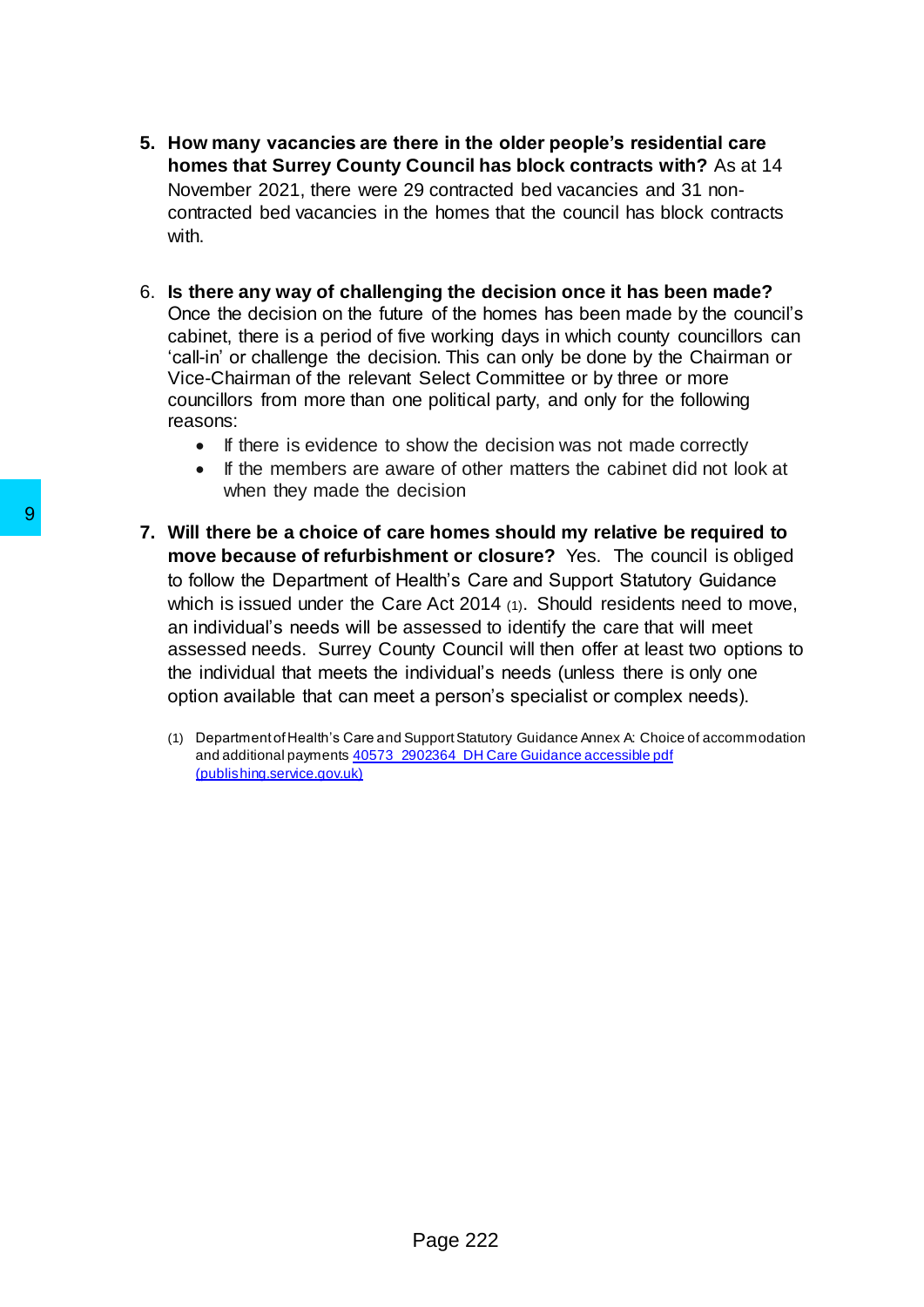5. **How many vacancies are there in the older people's residential care homes that Surrey County Council has block contracts with?** As at 14 November 2021, there were 29 contracted bed vacancies and 31 non-contracted bed vacancies in the homes that the council has block contracts with.

6. **Is there any way of challenging the decision once it has been made?** Once the decision on the future of the homes has been made by the council's cabinet, there is a period of five working days in which county councillors can 'call-in' or challenge the decision. This can only be done by the Chairman or Vice-Chairman of the relevant Select Committee or by three or more councillors from more than one political party, and only for the following reasons:
   - If there is evidence to show the decision was not made correctly
   - If the members are aware of other matters the cabinet did not look at when they made the decision

7. **Will there be a choice of care homes should my relative be required to move because of refurbishment or closure?** Yes. The council is obliged to follow the Department of Health's Care and Support Statutory Guidance which is issued under the Care Act 2014 (1). Should residents need to move, an individual's needs will be assessed to identify the care that will meet assessed needs. Surrey County Council will then offer at least two options to the individual that meets the individual's needs (unless there is only one option available that can meet a person's specialist or complex needs).

(1) Department of Health's Care and Support Statutory Guidance Annex A: Choice of accommodation and additional payments [40573 2902364 DH Care Guidance accessible pdf (publishing.service.gov.uk)]